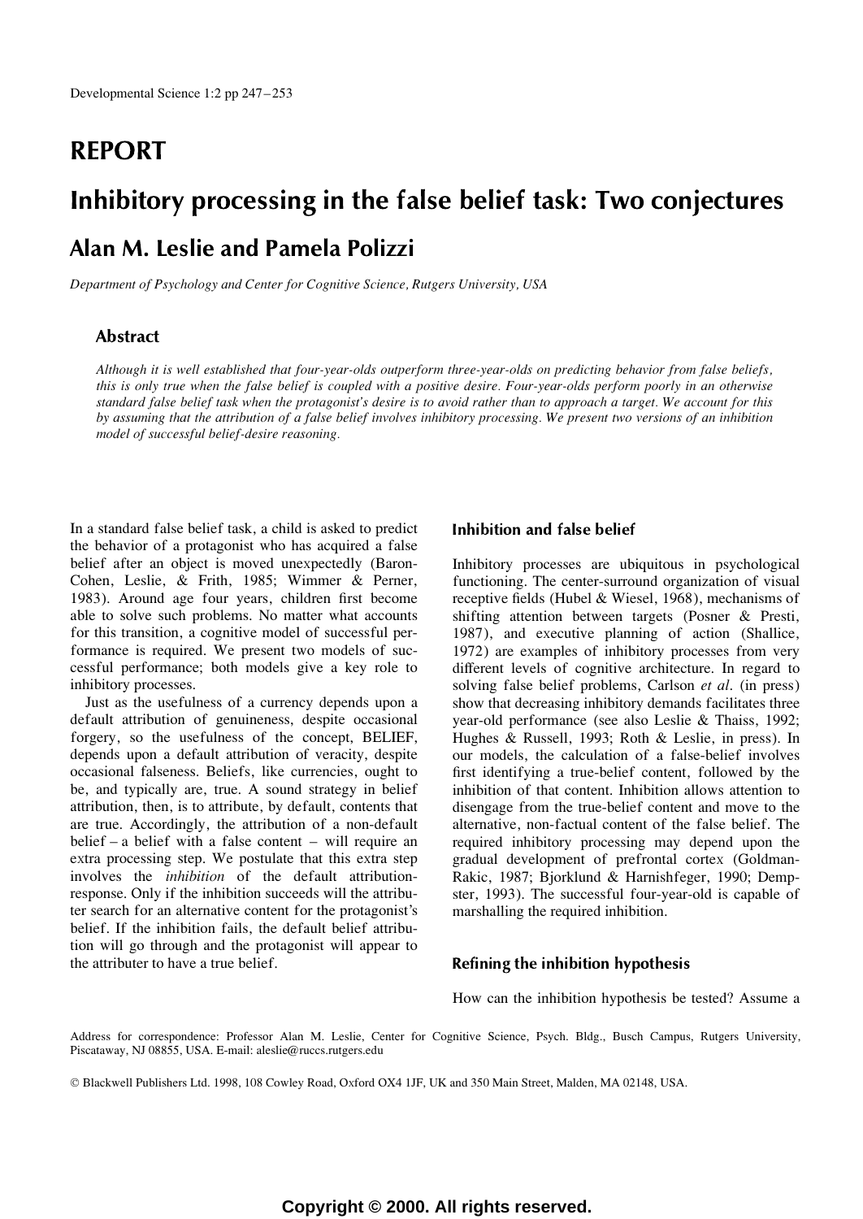# REPORT

# Inhibitory processing in the false belief task: Two conjectures

## Alan M. Leslie and Pamela Polizzi

*Department of Psychology and Center for Cognitive Science, Rutgers University, USA*

### Abstract

*Although it is well established that four-year-olds outperform three-year-olds on predicting behavior from false beliefs, this is only true when the false belief is coupled with a positive desire. Four-year-olds perform poorly in an otherwise standard false belief task when the protagonist's desire is to avoid rather than to approach a target. We account for this by assuming that the attribution of a false belief involves inhibitory processing. We present two versions of an inhibition model of successful belief-desire reasoning.*

In a standard false belief task, a child is asked to predict the behavior of a protagonist who has acquired a false belief after an object is moved unexpectedly (Baron-Cohen, Leslie, & Frith, 1985; Wimmer & Perner, 1983). Around age four years, children first become able to solve such problems. No matter what accounts for this transition, a cognitive model of successful performance is required. We present two models of successful performance; both models give a key role to inhibitory processes.

Just as the usefulness of a currency depends upon a default attribution of genuineness, despite occasional forgery, so the usefulness of the concept, BELIEF, depends upon a default attribution of veracity, despite occasional falseness. Beliefs, like currencies, ought to be, and typically are, true. A sound strategy in belief attribution, then, is to attribute, by default, contents that are true. Accordingly, the attribution of a non-default belief – a belief with a false content – will require an extra processing step. We postulate that this extra step involves the *inhibition* of the default attribution-response. Only if the inhibition succeeds will the attributer search for an alternative content for the protagonist's belief. If the inhibition fails, the default belief attribution will go through and the protagonist will appear to the attributer to have a true belief.

### Inhibition and false belief

Inhibitory processes are ubiquitous in psychological functioning. The center-surround organization of visual receptive fields (Hubel & Wiesel, 1968), mechanisms of shifting attention between targets (Posner & Presti, 1987), and executive planning of action (Shallice, 1972) are examples of inhibitory processes from very different levels of cognitive architecture. In regard to solving false belief problems, Carlson *et al.* (in press) show that decreasing inhibitory demands facilitates three year-old performance (see also Leslie & Thaiss, 1992; Hughes & Russell, 1993; Roth & Leslie, in press). In our models, the calculation of a false-belief involves first identifying a true-belief content, followed by the inhibition of that content. Inhibition allows attention to disengage from the true-belief content and move to the alternative, non-factual content of the false belief. The required inhibitory processing may depend upon the gradual development of prefrontal cortex (Goldman-Rakic, 1987; Bjorklund & Harnishfeger, 1990; Dempster, 1993). The successful four-year-old is capable of marshalling the required inhibition.

### Refining the inhibition hypothesis

How can the inhibition hypothesis be tested? Assume a

Address for correspondence: Professor Alan M. Leslie, Center for Cognitive Science, Psych. Bldg., Busch Campus, Rutgers University, Piscataway, NJ 08855, USA. E-mail: aleslie@ruccs.rutgers.edu

© Blackwell Publishers Ltd. 1998, 108 Cowley Road, Oxford OX4 1JF, UK and 350 Main Street, Malden, MA 02148, USA.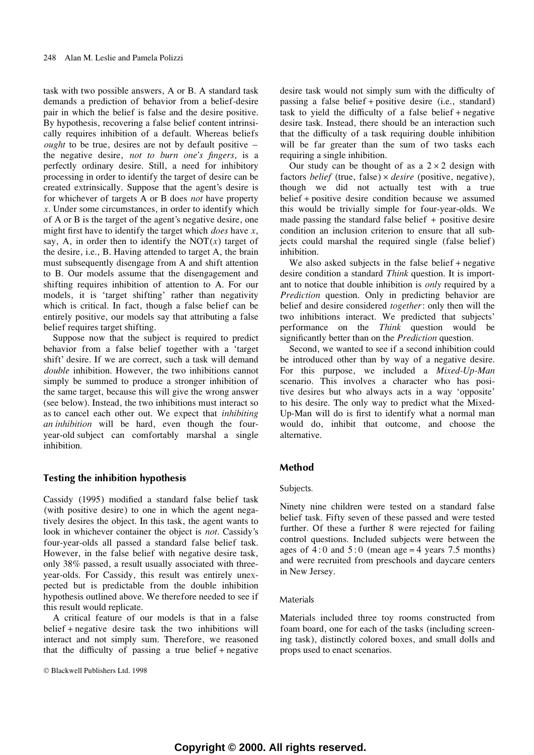task with two possible answers, A or B. A standard task demands a prediction of behavior from a belief-desire pair in which the belief is false and the desire positive. By hypothesis, recovering a false belief content intrinsically requires inhibition of a default. Whereas beliefs *ought* to be true, desires are not by default positive – the negative desire, *not to burn one's fingers*, is a perfectly ordinary desire. Still, a need for inhibitory processing in order to identify the target of desire can be created extrinsically. Suppose that the agent's desire is for whichever of targets A or B does *not* have property *x*. Under some circumstances, in order to identify which of A or B is the target of the agent's negative desire, one might first have to identify the target which *does* have *x*, say, A, in order then to identify the NOT(*x*) target of the desire, i.e., B. Having attended to target A, the brain must subsequently disengage from A and shift attention to B. Our models assume that the disengagement and shifting requires inhibition of attention to A. For our models, it is 'target shifting' rather than negativity which is critical. In fact, though a false belief can be entirely positive, our models say that attributing a false belief requires target shifting.

Suppose now that the subject is required to predict behavior from a false belief together with a 'target shift' desire. If we are correct, such a task will demand *double* inhibition. However, the two inhibitions cannot simply be summed to produce a stronger inhibition of the same target, because this will give the wrong answer (see below). Instead, the two inhibitions must interact so as to cancel each other out. We expect that *inhibiting an inhibition* will be hard, even though the four-year-old subject can comfortably marshal a single inhibition.

## Testing the inhibition hypothesis

Cassidy (1995) modified a standard false belief task (with positive desire) to one in which the agent negatively desires the object. In this task, the agent wants to look in whichever container the object is *not*. Cassidy's four-year-olds all passed a standard false belief task. However, in the false belief with negative desire task, only 38% passed, a result usually associated with three-year-olds. For Cassidy, this result was entirely unexpected but is predictable from the double inhibition hypothesis outlined above. We therefore needed to see if this result would replicate.

A critical feature of our models is that in a false belief + negative desire task the two inhibitions will interact and not simply sum. Therefore, we reasoned that the difficulty of passing a true belief + negative desire task would not simply sum with the difficulty of passing a false belief + positive desire (i.e., standard) task to yield the difficulty of a false belief + negative desire task. Instead, there should be an interaction such that the difficulty of a task requiring double inhibition will be far greater than the sum of two tasks each requiring a single inhibition.

Our study can be thought of as a $2 \times 2$ design with factors *belief* (true, false) $\times$ *desire* (positive, negative), though we did not actually test with a true belief + positive desire condition because we assumed this would be trivially simple for four-year-olds. We made passing the standard false belief + positive desire condition an inclusion criterion to ensure that all subjects could marshal the required single (false belief) inhibition.

We also asked subjects in the false belief + negative desire condition a standard *Think* question. It is important to notice that double inhibition is *only* required by a *Prediction* question. Only in predicting behavior are belief and desire considered *together*: only then will the two inhibitions interact. We predicted that subjects' performance on the *Think* question would be significantly better than on the *Prediction* question.

Second, we wanted to see if a second inhibition could be introduced other than by way of a negative desire. For this purpose, we included a *Mixed-Up-Man* scenario. This involves a character who has positive desires but who always acts in a way 'opposite' to his desire. The only way to predict what the Mixed-Up-Man will do is first to identify what a normal man would do, inhibit that outcome, and choose the alternative.

## Method

### Subjects.

Ninety nine children were tested on a standard false belief task. Fifty seven of these passed and were tested further. Of these a further 8 were rejected for failing control questions. Included subjects were between the ages of 4 : 0 and 5 : 0 (mean age = 4 years 7.5 months) and were recruited from preschools and daycare centers in New Jersey.

### Materials

Materials included three toy rooms constructed from foam board, one for each of the tasks (including screening task), distinctly colored boxes, and small dolls and props used to enact scenarios.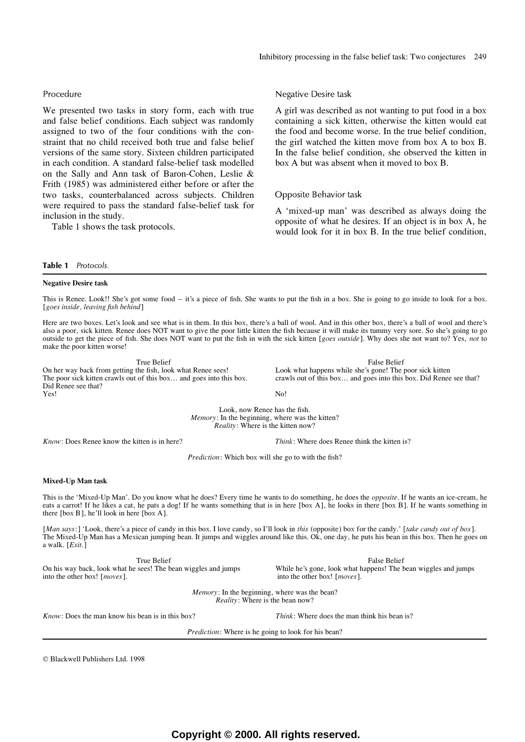### Procedure

We presented two tasks in story form, each with true and false belief conditions. Each subject was randomly assigned to two of the four conditions with the constraint that no child received both true and false belief versions of the same story. Sixteen children participated in each condition. A standard false-belief task modelled on the Sally and Ann task of Baron-Cohen, Leslie & Frith (1985) was administered either before or after the two tasks, counterbalanced across subjects. Children were required to pass the standard false-belief task for inclusion in the study.

Table 1 shows the task protocols.

### Negative Desire task

A girl was described as not wanting to put food in a box containing a sick kitten, otherwise the kitten would eat the food and become worse. In the true belief condition, the girl watched the kitten move from box A to box B. In the false belief condition, she observed the kitten in box A but was absent when it moved to box B.

### Opposite Behavior task

A 'mixed-up man' was described as always doing the opposite of what he desires. If an object is in box A, he would look for it in box B. In the true belief condition,

**Table 1** *Protocols.*

**Negative Desire task**

This is Renee. Look!! She's got some food – it's a piece of fish. She wants to put the fish in a box. She is going to go inside to look for a box. [*goes inside, leaving fish behind*]

Here are two boxes. Let's look and see what is in them. In this box, there's a ball of wool. And in this other box, there's a ball of wool and there's also a poor, sick kitten. Renee does NOT want to give the poor little kitten the fish because it will make its tummy very sore. So she's going to go outside to get the piece of fish. She does NOT want to put the fish in with the sick kitten [*goes outside*]. Why does she not want to? Yes, *not* to make the poor kitten worse!

| True Belief | False Belief |
|---|---|
| On her way back from getting the fish, look what Renee sees! The poor sick kitten crawls out of this box… and goes into this box. Did Renee see that? | Look what happens while she's gone! The poor sick kitten crawls out of this box… and goes into this box. Did Renee see that? |
| Yes! | No! |

Look, now Renee has the fish.
*Memory*: In the beginning, where was the kitten?
*Reality*: Where is the kitten now?

| True Belief | False Belief |
|---|---|
| *Know*: Does Renee know the kitten is in here? | *Think*: Where does Renee think the kitten is? |

*Prediction*: Which box will she go to with the fish?

**Mixed-Up Man task**

This is the 'Mixed-Up Man'. Do you know what he does? Every time he wants to do something, he does the *opposite*. If he wants an ice-cream, he eats a carrot! If he likes a cat, he pats a dog! If he wants something that is in here [box A], he looks in there [box B]. If he wants something in there [box B], he'll look in here [box A].

[*Man says*:] 'Look, there's a piece of candy in this box. I love candy, so I'll look in *this* (opposite) box for the candy.' [*take candy out of box*]. The Mixed-Up Man has a Mexican jumping bean. It jumps and wiggles around like this. Ok, one day, he puts his bean in this box. Then he goes on a walk. [*Exit*.]

| True Belief | False Belief |
|---|---|
| On his way back, look what he sees! The bean wiggles and jumps into the other box! [*moves*]. | While he's gone, look what happens! The bean wiggles and jumps into the other box! [*moves*]. |

*Memory*: In the beginning, where was the bean?
*Reality*: Where is the bean now?

| True Belief | False Belief |
|---|---|
| *Know*: Does the man know his bean is in this box? | *Think*: Where does the man think his bean is? |

*Prediction*: Where is he going to look for his bean?

© Blackwell Publishers Ltd. 1998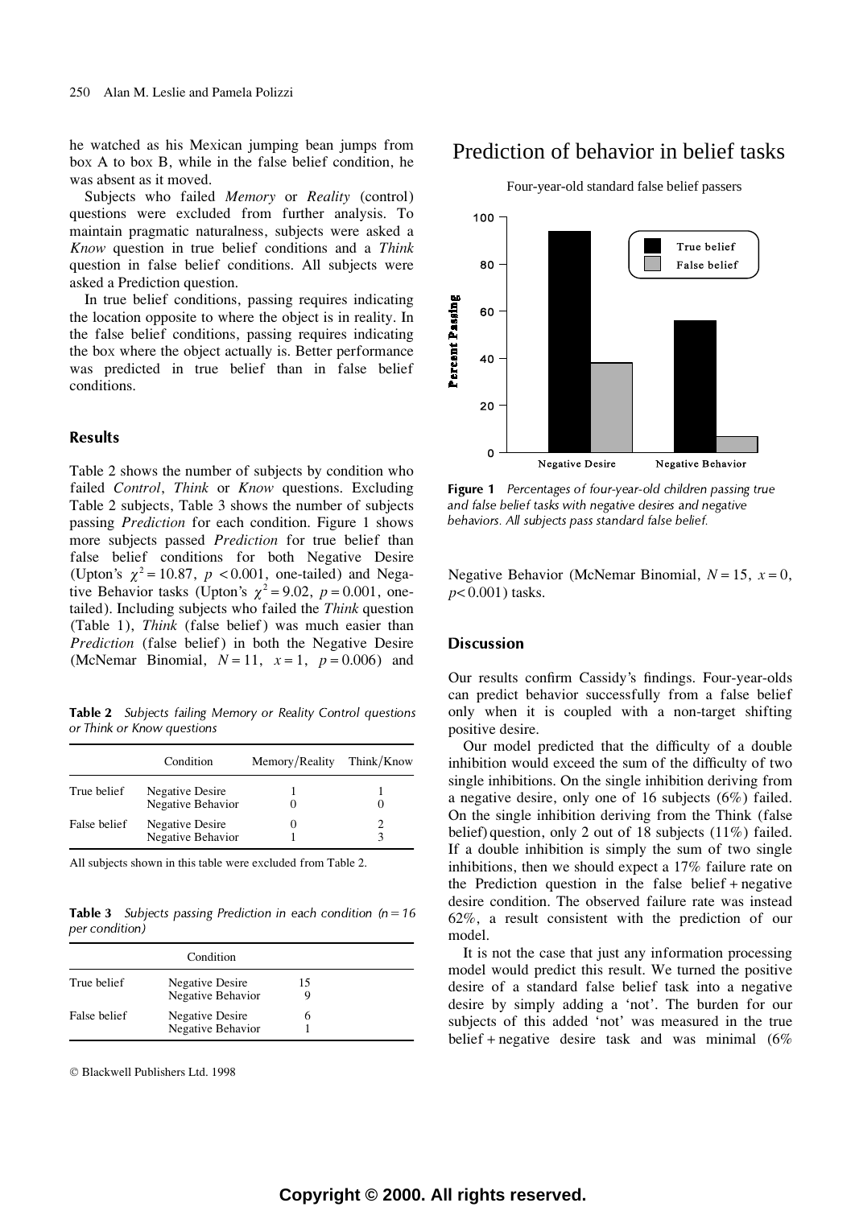he watched as his Mexican jumping bean jumps from box A to box B, while in the false belief condition, he was absent as it moved.

Subjects who failed *Memory* or *Reality* (control) questions were excluded from further analysis. To maintain pragmatic naturalness, subjects were asked a *Know* question in true belief conditions and a *Think* question in false belief conditions. All subjects were asked a Prediction question.

In true belief conditions, passing requires indicating the location opposite to where the object is in reality. In the false belief conditions, passing requires indicating the box where the object actually is. Better performance was predicted in true belief than in false belief conditions.

## Results

Table 2 shows the number of subjects by condition who failed *Control*, *Think* or *Know* questions. Excluding Table 2 subjects, Table 3 shows the number of subjects passing *Prediction* for each condition. Figure 1 shows more subjects passed *Prediction* for true belief than false belief conditions for both Negative Desire (Upton's $\chi^2 = 10.87$, $p < 0.001$, one-tailed) and Negative Behavior tasks (Upton's $\chi^2 = 9.02$, $p = 0.001$, one-tailed). Including subjects who failed the *Think* question (Table 1), *Think* (false belief) was much easier than *Prediction* (false belief) in both the Negative Desire (McNemar Binomial, $N = 11$, $x = 1$, $p = 0.006$) and Negative Behavior (McNemar Binomial, $N = 15$, $x = 0$, $p < 0.001$) tasks.

**Table 2** *Subjects failing Memory or Reality Control questions or Think or Know questions*

| | Condition | Memory/Reality | Think/Know |
|---|---|---|---|
| True belief | Negative Desire | 1 | 1 |
| | Negative Behavior | 0 | 0 |
| False belief | Negative Desire | 0 | 2 |
| | Negative Behavior | 1 | 3 |

All subjects shown in this table were excluded from Table 2.

**Table 3** *Subjects passing Prediction in each condition ($n = 16$ per condition)*

| Condition | | |
|---|---|---|
| True belief | Negative Desire | 15 |
| | Negative Behavior | 9 |
| False belief | Negative Desire | 6 |
| | Negative Behavior | 1 |

**Figure 1** *Percentages of four-year-old children passing true and false belief tasks with negative desires and negative behaviors. All subjects pass standard false belief.*

## Discussion

Our results confirm Cassidy's findings. Four-year-olds can predict behavior successfully from a false belief only when it is coupled with a non-target shifting positive desire.

Our model predicted that the difficulty of a double inhibition would exceed the sum of the difficulty of two single inhibitions. On the single inhibition deriving from a negative desire, only one of 16 subjects (6%) failed. On the single inhibition deriving from the Think (false belief) question, only 2 out of 18 subjects (11%) failed. If a double inhibition is simply the sum of two single inhibitions, then we should expect a 17% failure rate on the Prediction question in the false belief + negative desire condition. The observed failure rate was instead 62%, a result consistent with the prediction of our model.

It is not the case that just any information processing model would predict this result. We turned the positive desire of a standard false belief task into a negative desire by simply adding a 'not'. The burden for our subjects of this added 'not' was measured in the true belief + negative desire task and was minimal (6%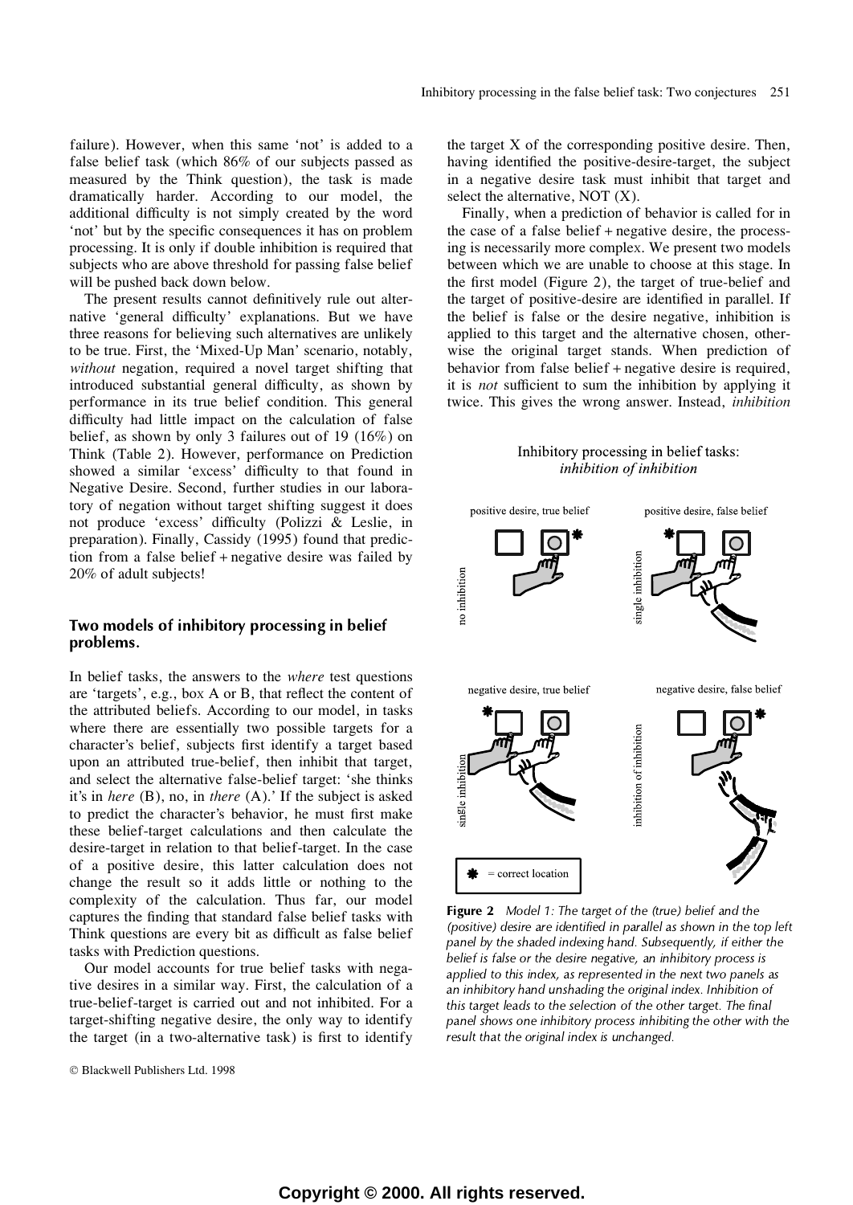failure). However, when this same 'not' is added to a false belief task (which 86% of our subjects passed as measured by the Think question), the task is made dramatically harder. According to our model, the additional difficulty is not simply created by the word 'not' but by the specific consequences it has on problem processing. It is only if double inhibition is required that subjects who are above threshold for passing false belief will be pushed back down below.

The present results cannot definitively rule out alternative 'general difficulty' explanations. But we have three reasons for believing such alternatives are unlikely to be true. First, the 'Mixed-Up Man' scenario, notably, *without* negation, required a novel target shifting that introduced substantial general difficulty, as shown by performance in its true belief condition. This general difficulty had little impact on the calculation of false belief, as shown by only 3 failures out of 19 (16%) on Think (Table 2). However, performance on Prediction showed a similar 'excess' difficulty to that found in Negative Desire. Second, further studies in our laboratory of negation without target shifting suggest it does not produce 'excess' difficulty (Polizzi & Leslie, in preparation). Finally, Cassidy (1995) found that prediction from a false belief + negative desire was failed by 20% of adult subjects!

## Two models of inhibitory processing in belief problems.

In belief tasks, the answers to the *where* test questions are 'targets', e.g., box A or B, that reflect the content of the attributed beliefs. According to our model, in tasks where there are essentially two possible targets for a character's belief, subjects first identify a target based upon an attributed true-belief, then inhibit that target, and select the alternative false-belief target: 'she thinks it's in *here* (B), no, in *there* (A).' If the subject is asked to predict the character's behavior, he must first make these belief-target calculations and then calculate the desire-target in relation to that belief-target. In the case of a positive desire, this latter calculation does not change the result so it adds little or nothing to the complexity of the calculation. Thus far, our model captures the finding that standard false belief tasks with Think questions are every bit as difficult as false belief tasks with Prediction questions.

Our model accounts for true belief tasks with negative desires in a similar way. First, the calculation of a true-belief-target is carried out and not inhibited. For a target-shifting negative desire, the only way to identify the target (in a two-alternative task) is first to identify the target X of the corresponding positive desire. Then, having identified the positive-desire-target, the subject in a negative desire task must inhibit that target and select the alternative, NOT (X).

Finally, when a prediction of behavior is called for in the case of a false belief + negative desire, the processing is necessarily more complex. We present two models between which we are unable to choose at this stage. In the first model (Figure 2), the target of true-belief and the target of positive-desire are identified in parallel. If the belief is false or the desire negative, inhibition is applied to this target and the alternative chosen, otherwise the original target stands. When prediction of behavior from false belief + negative desire is required, it is *not* sufficient to sum the inhibition by applying it twice. This gives the wrong answer. Instead, *inhibition*

**Figure 2** *Model 1: The target of the (true) belief and the (positive) desire are identified in parallel as shown in the top left panel by the shaded indexing hand. Subsequently, if either the belief is false or the desire negative, an inhibitory process is applied to this index, as represented in the next two panels as an inhibitory hand unshading the original index. Inhibition of this target leads to the selection of the other target. The final panel shows one inhibitory process inhibiting the other with the result that the original index is unchanged.*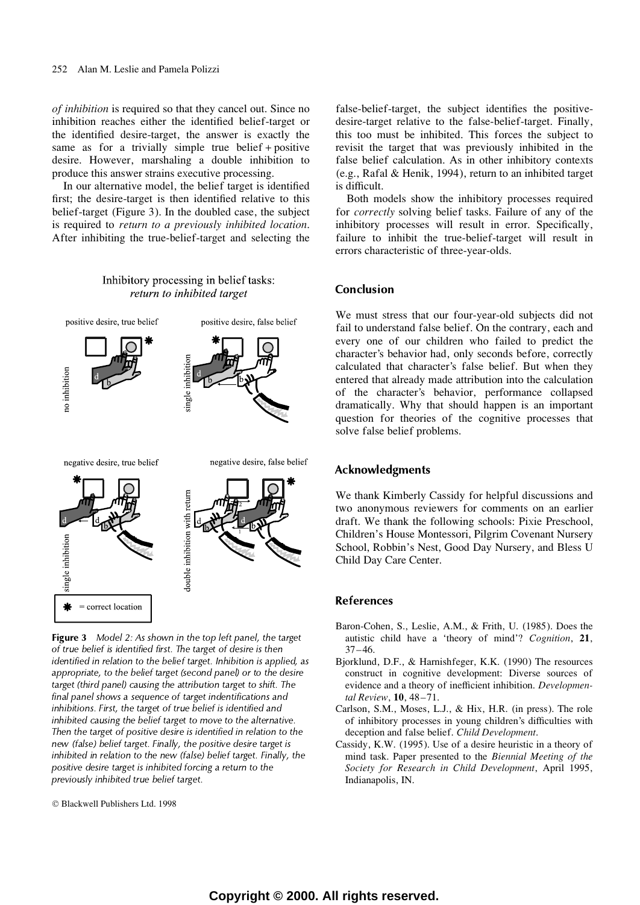*of inhibition* is required so that they cancel out. Since no inhibition reaches either the identified belief-target or the identified desire-target, the answer is exactly the same as for a trivially simple true belief + positive desire. However, marshaling a double inhibition to produce this answer strains executive processing.

In our alternative model, the belief target is identified first; the desire-target is then identified relative to this belief-target (Figure 3). In the doubled case, the subject is required to *return to a previously inhibited location*. After inhibiting the true-belief-target and selecting the false-belief-target, the subject identifies the positive-desire-target relative to the false-belief-target. Finally, this too must be inhibited. This forces the subject to revisit the target that was previously inhibited in the false belief calculation. As in other inhibitory contexts (e.g., Rafal & Henik, 1994), return to an inhibited target is difficult.

Both models show the inhibitory processes required for *correctly* solving belief tasks. Failure of any of the inhibitory processes will result in error. Specifically, failure to inhibit the true-belief-target will result in errors characteristic of three-year-olds.

Inhibitory processing in belief tasks:
*return to inhibited target*

positive desire, true belief
no inhibition

positive desire, false belief
single inhibition

negative desire, true belief
single inhibition

negative desire, false belief
double inhibition with return

✱ = correct location

**Figure 3** *Model 2: As shown in the top left panel, the target of true belief is identified first. The target of desire is then identified in relation to the belief target. Inhibition is applied, as appropriate, to the belief target (second panel) or to the desire target (third panel) causing the attribution target to shift. The final panel shows a sequence of target indentifications and inhibitions. First, the target of true belief is identified and inhibited causing the belief target to move to the alternative. Then the target of positive desire is identified in relation to the new (false) belief target. Finally, the positive desire target is inhibited in relation to the new (false) belief target. Finally, the positive desire target is inhibited forcing a return to the previously inhibited true belief target.*

## Conclusion

We must stress that our four-year-old subjects did not fail to understand false belief. On the contrary, each and every one of our children who failed to predict the character's behavior had, only seconds before, correctly calculated that character's false belief. But when they entered that already made attribution into the calculation of the character's behavior, performance collapsed dramatically. Why that should happen is an important question for theories of the cognitive processes that solve false belief problems.

## Acknowledgments

We thank Kimberly Cassidy for helpful discussions and two anonymous reviewers for comments on an earlier draft. We thank the following schools: Pixie Preschool, Children's House Montessori, Pilgrim Covenant Nursery School, Robbin's Nest, Good Day Nursery, and Bless U Child Day Care Center.

## References

Baron-Cohen, S., Leslie, A.M., & Frith, U. (1985). Does the autistic child have a 'theory of mind'? *Cognition*, **21**, 37–46.

Bjorklund, D.F., & Harnishfeger, K.K. (1990) The resources construct in cognitive development: Diverse sources of evidence and a theory of inefficient inhibition. *Developmental Review*, **10**, 48–71.

Carlson, S.M., Moses, L.J., & Hix, H.R. (in press). The role of inhibitory processes in young children's difficulties with deception and false belief. *Child Development*.

Cassidy, K.W. (1995). Use of a desire heuristic in a theory of mind task. Paper presented to the *Biennial Meeting of the Society for Research in Child Development*, April 1995, Indianapolis, IN.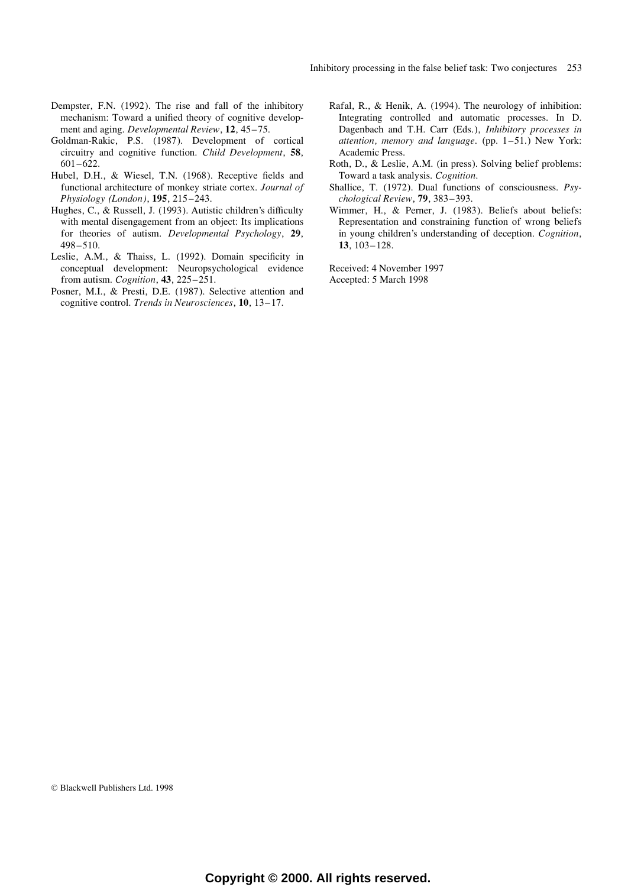Dempster, F.N. (1992). The rise and fall of the inhibitory mechanism: Toward a unified theory of cognitive development and aging. *Developmental Review*, **12**, 45–75.

Goldman-Rakic, P.S. (1987). Development of cortical circuitry and cognitive function. *Child Development*, **58**, 601–622.

Hubel, D.H., & Wiesel, T.N. (1968). Receptive fields and functional architecture of monkey striate cortex. *Journal of Physiology (London)*, **195**, 215–243.

Hughes, C., & Russell, J. (1993). Autistic children's difficulty with mental disengagement from an object: Its implications for theories of autism. *Developmental Psychology*, **29**, 498–510.

Leslie, A.M., & Thaiss, L. (1992). Domain specificity in conceptual development: Neuropsychological evidence from autism. *Cognition*, **43**, 225–251.

Posner, M.I., & Presti, D.E. (1987). Selective attention and cognitive control. *Trends in Neurosciences*, **10**, 13–17.

Rafal, R., & Henik, A. (1994). The neurology of inhibition: Integrating controlled and automatic processes. In D. Dagenbach and T.H. Carr (Eds.), *Inhibitory processes in attention, memory and language*. (pp. 1–51.) New York: Academic Press.

Roth, D., & Leslie, A.M. (in press). Solving belief problems: Toward a task analysis. *Cognition*.

Shallice, T. (1972). Dual functions of consciousness. *Psychological Review*, **79**, 383–393.

Wimmer, H., & Perner, J. (1983). Beliefs about beliefs: Representation and constraining function of wrong beliefs in young children's understanding of deception. *Cognition*, **13**, 103–128.

Received: 4 November 1997
Accepted: 5 March 1998

© Blackwell Publishers Ltd. 1998

**Copyright © 2000. All rights reserved.**